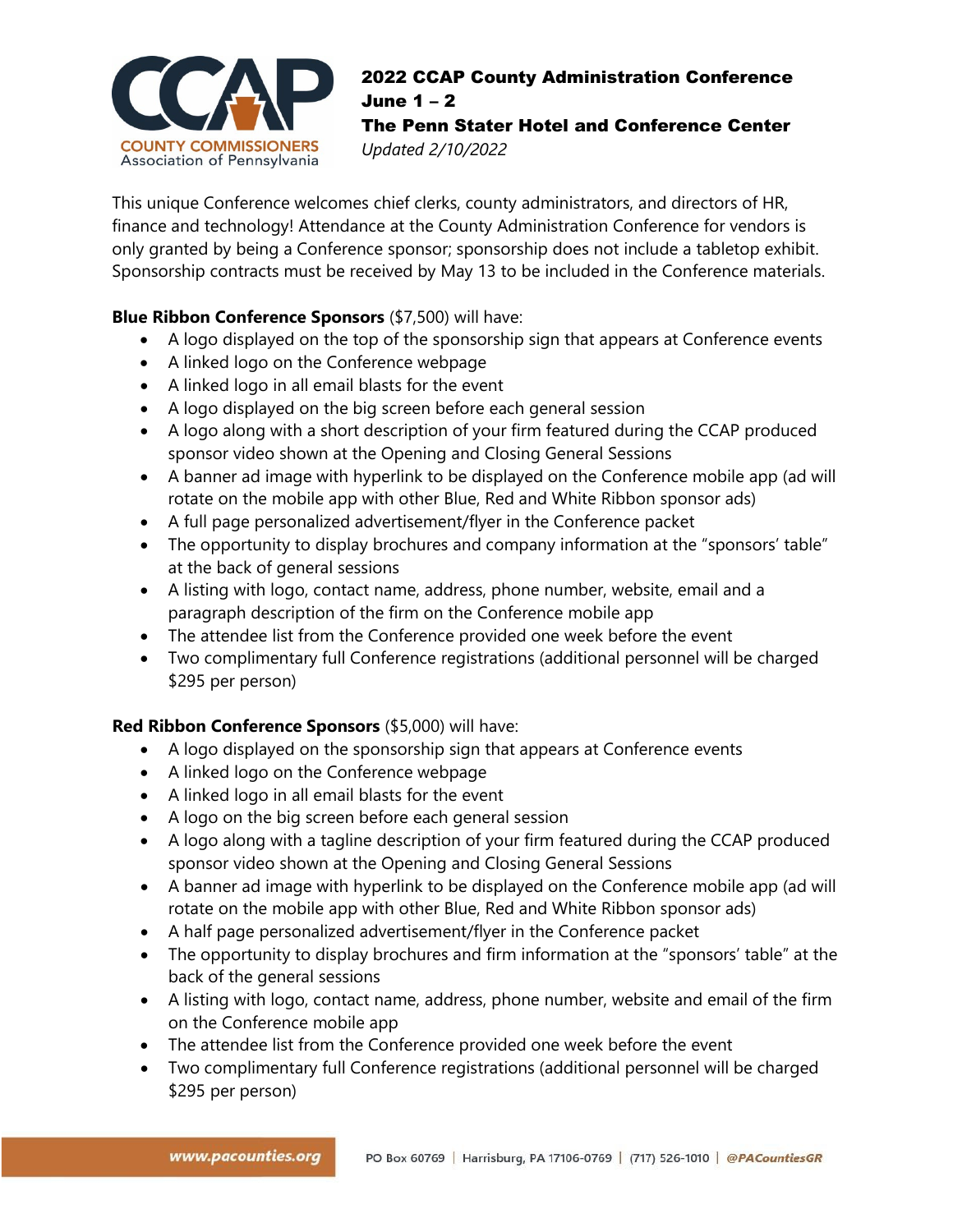**2022 CCAP County Administration Conference**
**June 1 – 2**
**The Penn Stater Hotel and Conference Center**
*Updated 2/10/2022*

This unique Conference welcomes chief clerks, county administrators, and directors of HR, finance and technology! Attendance at the County Administration Conference for vendors is only granted by being a Conference sponsor; sponsorship does not include a tabletop exhibit. Sponsorship contracts must be received by May 13 to be included in the Conference materials.

**Blue Ribbon Conference Sponsors** ($7,500) will have:

- A logo displayed on the top of the sponsorship sign that appears at Conference events
- A linked logo on the Conference webpage
- A linked logo in all email blasts for the event
- A logo displayed on the big screen before each general session
- A logo along with a short description of your firm featured during the CCAP produced sponsor video shown at the Opening and Closing General Sessions
- A banner ad image with hyperlink to be displayed on the Conference mobile app (ad will rotate on the mobile app with other Blue, Red and White Ribbon sponsor ads)
- A full page personalized advertisement/flyer in the Conference packet
- The opportunity to display brochures and company information at the "sponsors' table" at the back of general sessions
- A listing with logo, contact name, address, phone number, website, email and a paragraph description of the firm on the Conference mobile app
- The attendee list from the Conference provided one week before the event
- Two complimentary full Conference registrations (additional personnel will be charged $295 per person)

**Red Ribbon Conference Sponsors** ($5,000) will have:

- A logo displayed on the sponsorship sign that appears at Conference events
- A linked logo on the Conference webpage
- A linked logo in all email blasts for the event
- A logo on the big screen before each general session
- A logo along with a tagline description of your firm featured during the CCAP produced sponsor video shown at the Opening and Closing General Sessions
- A banner ad image with hyperlink to be displayed on the Conference mobile app (ad will rotate on the mobile app with other Blue, Red and White Ribbon sponsor ads)
- A half page personalized advertisement/flyer in the Conference packet
- The opportunity to display brochures and firm information at the "sponsors' table" at the back of the general sessions
- A listing with logo, contact name, address, phone number, website and email of the firm on the Conference mobile app
- The attendee list from the Conference provided one week before the event
- Two complimentary full Conference registrations (additional personnel will be charged $295 per person)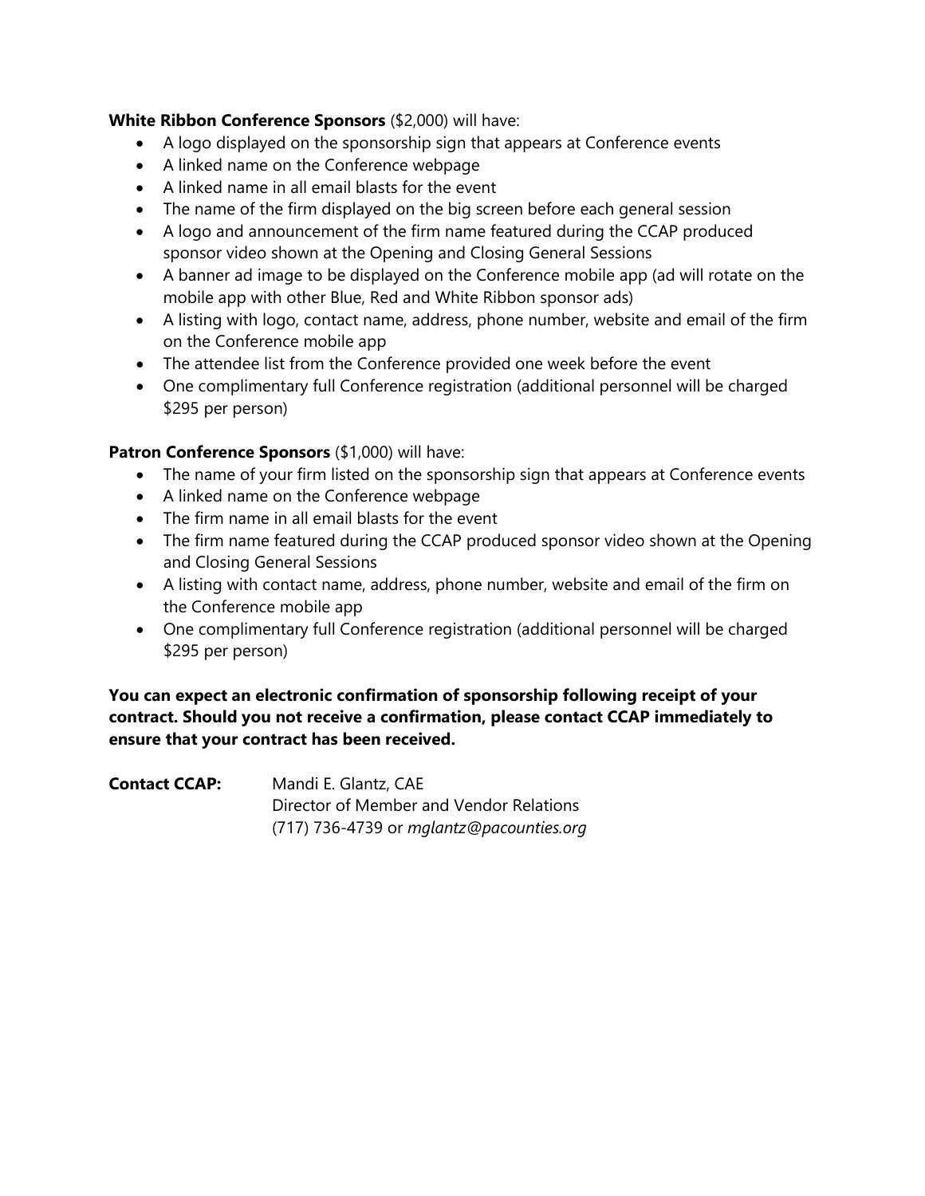**White Ribbon Conference Sponsors** ($2,000) will have:

- A logo displayed on the sponsorship sign that appears at Conference events
- A linked name on the Conference webpage
- A linked name in all email blasts for the event
- The name of the firm displayed on the big screen before each general session
- A logo and announcement of the firm name featured during the CCAP produced sponsor video shown at the Opening and Closing General Sessions
- A banner ad image to be displayed on the Conference mobile app (ad will rotate on the mobile app with other Blue, Red and White Ribbon sponsor ads)
- A listing with logo, contact name, address, phone number, website and email of the firm on the Conference mobile app
- The attendee list from the Conference provided one week before the event
- One complimentary full Conference registration (additional personnel will be charged $295 per person)

**Patron Conference Sponsors** ($1,000) will have:

- The name of your firm listed on the sponsorship sign that appears at Conference events
- A linked name on the Conference webpage
- The firm name in all email blasts for the event
- The firm name featured during the CCAP produced sponsor video shown at the Opening and Closing General Sessions
- A listing with contact name, address, phone number, website and email of the firm on the Conference mobile app
- One complimentary full Conference registration (additional personnel will be charged $295 per person)

**You can expect an electronic confirmation of sponsorship following receipt of your contract. Should you not receive a confirmation, please contact CCAP immediately to ensure that your contract has been received.**

**Contact CCAP:** Mandi E. Glantz, CAE
Director of Member and Vendor Relations
(717) 736-4739 or *mglantz@pacounties.org*